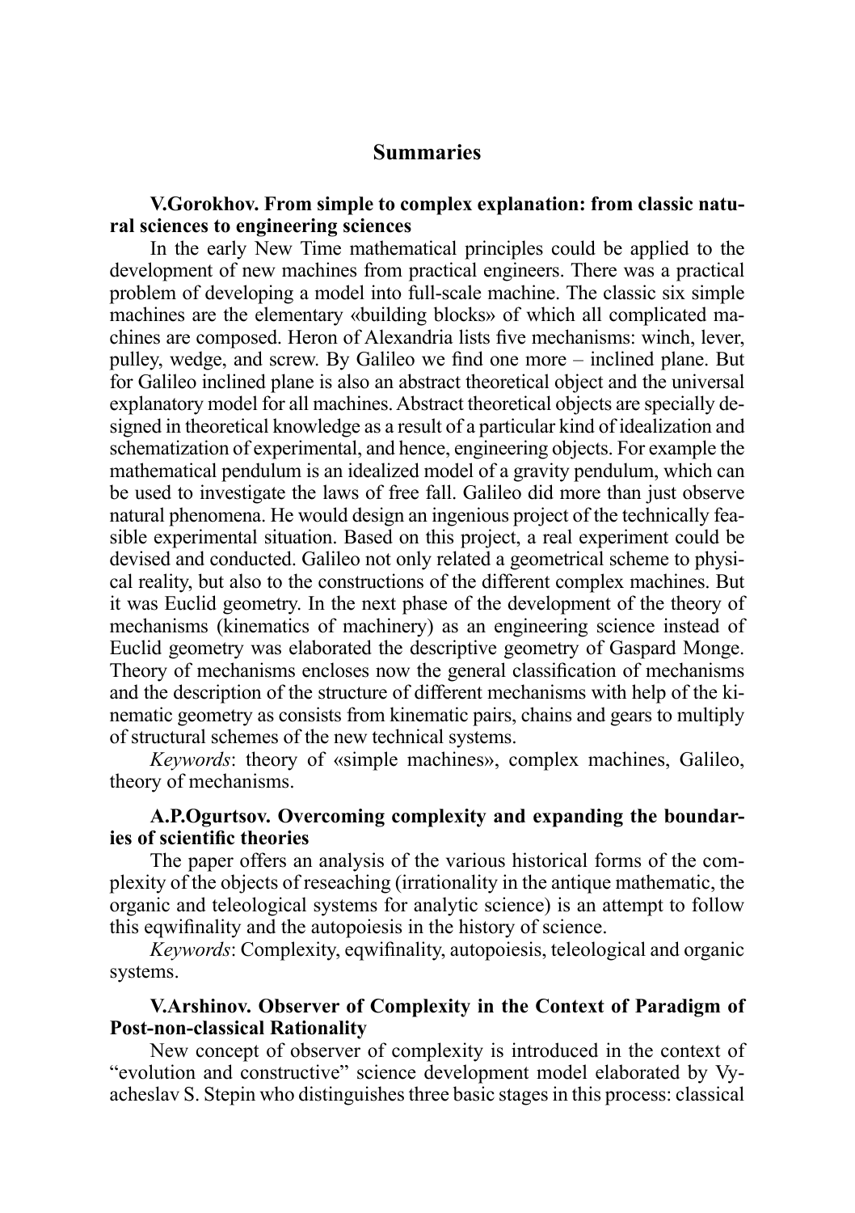# Summaries

**V.Gorokhov. From simple to complex explanation: from classic natural sciences to engineering sciences**

In the early New Time mathematical principles could be applied to the development of new machines from practical engineers. There was a practical problem of developing a model into full-scale machine. The classic six simple machines are the elementary «building blocks» of which all complicated machines are composed. Heron of Alexandria lists five mechanisms: winch, lever, pulley, wedge, and screw. By Galileo we find one more – inclined plane. But for Galileo inclined plane is also an abstract theoretical object and the universal explanatory model for all machines. Abstract theoretical objects are specially designed in theoretical knowledge as a result of a particular kind of idealization and schematization of experimental, and hence, engineering objects. For example the mathematical pendulum is an idealized model of a gravity pendulum, which can be used to investigate the laws of free fall. Galileo did more than just observe natural phenomena. He would design an ingenious project of the technically feasible experimental situation. Based on this project, a real experiment could be devised and conducted. Galileo not only related a geometrical scheme to physical reality, but also to the constructions of the different complex machines. But it was Euclid geometry. In the next phase of the development of the theory of mechanisms (kinematics of machinery) as an engineering science instead of Euclid geometry was elaborated the descriptive geometry of Gaspard Monge. Theory of mechanisms encloses now the general classification of mechanisms and the description of the structure of different mechanisms with help of the kinematic geometry as consists from kinematic pairs, chains and gears to multiply of structural schemes of the new technical systems.

*Keywords*: theory of «simple machines», complex machines, Galileo, theory of mechanisms.

**A.P.Ogurtsov. Overcoming complexity and expanding the boundaries of scientific theories**

The paper offers an analysis of the various historical forms of the complexity of the objects of reseaching (irrationality in the antique mathematic, the organic and teleological systems for analytic science) is an attempt to follow this eqwifinality and the autopoiesis in the history of science.

*Keywords*: Complexity, eqwifinality, autopoiesis, teleological and organic systems.

**V.Arshinov. Observer of Complexity in the Context of Paradigm of Post-non-classical Rationality**

New concept of observer of complexity is introduced in the context of "evolution and constructive" science development model elaborated by Vyacheslav S. Stepin who distinguishes three basic stages in this process: classical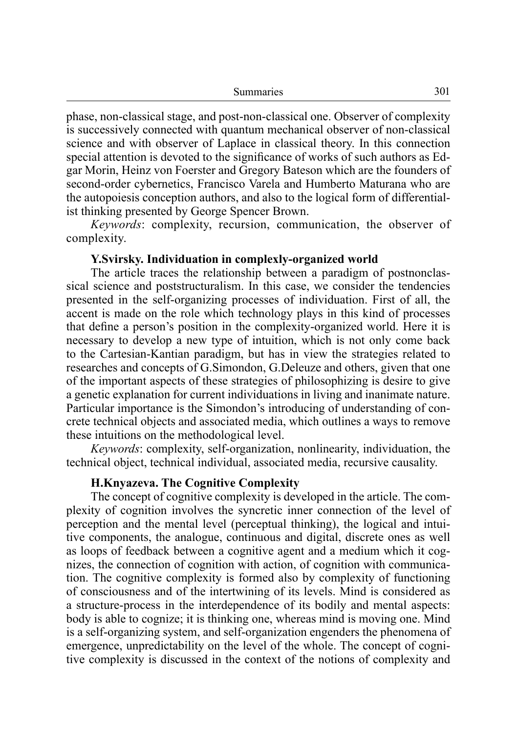phase, non-classical stage, and post-non-classical one. Observer of complexity is successively connected with quantum mechanical observer of non-classical science and with observer of Laplace in classical theory. In this connection special attention is devoted to the significance of works of such authors as Edgar Morin, Heinz von Foerster and Gregory Bateson which are the founders of second-order cybernetics, Francisco Varela and Humberto Maturana who are the autopoiesis conception authors, and also to the logical form of differentialist thinking presented by George Spencer Brown.

*Keywords*: complexity, recursion, communication, the observer of complexity.

### Y.Svirsky. Individuation in complexly-organized world

The article traces the relationship between a paradigm of postnonclassical science and poststructuralism. In this case, we consider the tendencies presented in the self-organizing processes of individuation. First of all, the accent is made on the role which technology plays in this kind of processes that define a person's position in the complexity-organized world. Here it is necessary to develop a new type of intuition, which is not only come back to the Cartesian-Kantian paradigm, but has in view the strategies related to researches and concepts of G.Simondon, G.Deleuze and others, given that one of the important aspects of these strategies of philosophizing is desire to give a genetic explanation for current individuations in living and inanimate nature. Particular importance is the Simondon's introducing of understanding of concrete technical objects and associated media, which outlines a ways to remove these intuitions on the methodological level.

*Keywords*: complexity, self-organization, nonlinearity, individuation, the technical object, technical individual, associated media, recursive causality.

### H.Knyazeva. The Cognitive Complexity

The concept of cognitive complexity is developed in the article. The complexity of cognition involves the syncretic inner connection of the level of perception and the mental level (perceptual thinking), the logical and intuitive components, the analogue, continuous and digital, discrete ones as well as loops of feedback between a cognitive agent and a medium which it cognizes, the connection of cognition with action, of cognition with communication. The cognitive complexity is formed also by complexity of functioning of consciousness and of the intertwining of its levels. Mind is considered as a structure-process in the interdependence of its bodily and mental aspects: body is able to cognize; it is thinking one, whereas mind is moving one. Mind is a self-organizing system, and self-organization engenders the phenomena of emergence, unpredictability on the level of the whole. The concept of cognitive complexity is discussed in the context of the notions of complexity and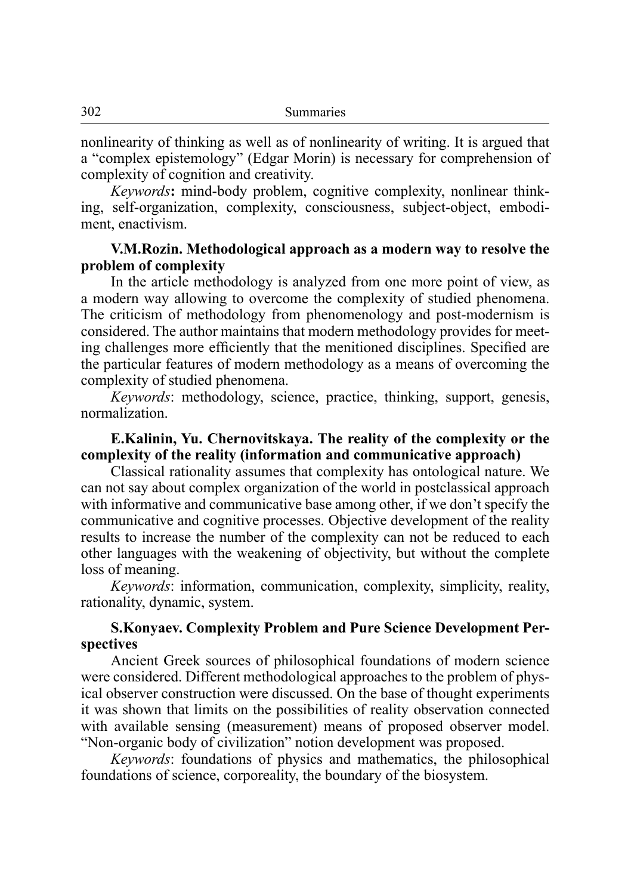nonlinearity of thinking as well as of nonlinearity of writing. It is argued that a "complex epistemology" (Edgar Morin) is necessary for comprehension of complexity of cognition and creativity.

*Keywords***:** mind-body problem, cognitive complexity, nonlinear thinking, self-organization, complexity, consciousness, subject-object, embodiment, enactivism.

**V.M.Rozin. Methodological approach as a modern way to resolve the problem of complexity**

In the article methodology is analyzed from one more point of view, as a modern way allowing to overcome the complexity of studied phenomena. The criticism of methodology from phenomenology and post-modernism is considered. The author maintains that modern methodology provides for meeting challenges more efficiently that the menitioned disciplines. Specified are the particular features of modern methodology as a means of overcoming the complexity of studied phenomena.

*Keywords*: methodology, science, practice, thinking, support, genesis, normalization.

**E.Kalinin, Yu. Chernovitskaya. The reality of the complexity or the complexity of the reality (information and communicative approach)**

Classical rationality assumes that complexity has ontological nature. We can not say about complex organization of the world in postclassical approach with informative and communicative base among other, if we don't specify the communicative and cognitive processes. Objective development of the reality results to increase the number of the complexity can not be reduced to each other languages with the weakening of objectivity, but without the complete loss of meaning.

*Keywords*: information, communication, complexity, simplicity, reality, rationality, dynamic, system.

**S.Konyaev. Complexity Problem and Pure Science Development Perspectives**

Ancient Greek sources of philosophical foundations of modern science were considered. Different methodological approaches to the problem of physical observer construction were discussed. On the base of thought experiments it was shown that limits on the possibilities of reality observation connected with available sensing (measurement) means of proposed observer model. "Non-organic body of civilization" notion development was proposed.

*Keywords*: foundations of physics and mathematics, the philosophical foundations of science, corporeality, the boundary of the biosystem.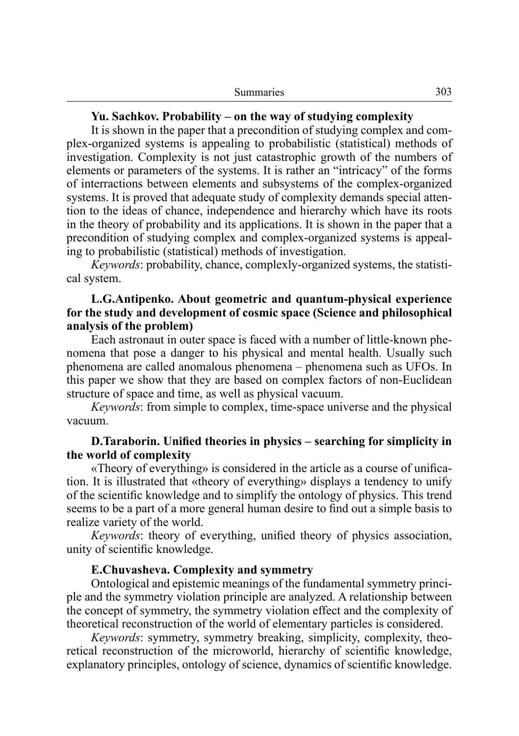**Yu. Sachkov. Probability – on the way of studying complexity**

It is shown in the paper that a precondition of studying complex and complex-organized systems is appealing to probabilistic (statistical) methods of investigation. Complexity is not just catastrophic growth of the numbers of elements or parameters of the systems. It is rather an "intricacy" of the forms of interractions between elements and subsystems of the complex-organized systems. It is proved that adequate study of complexity demands special attention to the ideas of chance, independence and hierarchy which have its roots in the theory of probability and its applications. It is shown in the paper that a precondition of studying complex and complex-organized systems is appealing to probabilistic (statistical) methods of investigation.

*Keywords*: probability, chance, complexly-organized systems, the statistical system.

**L.G.Antipenko. About geometric and quantum-physical experience for the study and development of cosmic space (Science and philosophical analysis of the problem)**

Each astronaut in outer space is faced with a number of little-known phenomena that pose a danger to his physical and mental health. Usually such phenomena are called anomalous phenomena – phenomena such as UFOs. In this paper we show that they are based on complex factors of non-Euclidean structure of space and time, as well as physical vacuum.

*Keywords*: from simple to complex, time-space universe and the physical vacuum.

**D.Taraborin. Unified theories in physics – searching for simplicity in the world of complexity**

«Theory of everything» is considered in the article as a course of unification. It is illustrated that «theory of everything» displays a tendency to unify of the scientific knowledge and to simplify the ontology of physics. This trend seems to be a part of a more general human desire to find out a simple basis to realize variety of the world.

*Keywords*: theory of everything, unified theory of physics association, unity of scientific knowledge.

**E.Chuvasheva. Complexity and symmetry**

Ontological and epistemic meanings of the fundamental symmetry principle and the symmetry violation principle are analyzed. A relationship between the concept of symmetry, the symmetry violation effect and the complexity of theoretical reconstruction of the world of elementary particles is considered.

*Keywords*: symmetry, symmetry breaking, simplicity, complexity, theoretical reconstruction of the microworld, hierarchy of scientific knowledge, explanatory principles, ontology of science, dynamics of scientific knowledge.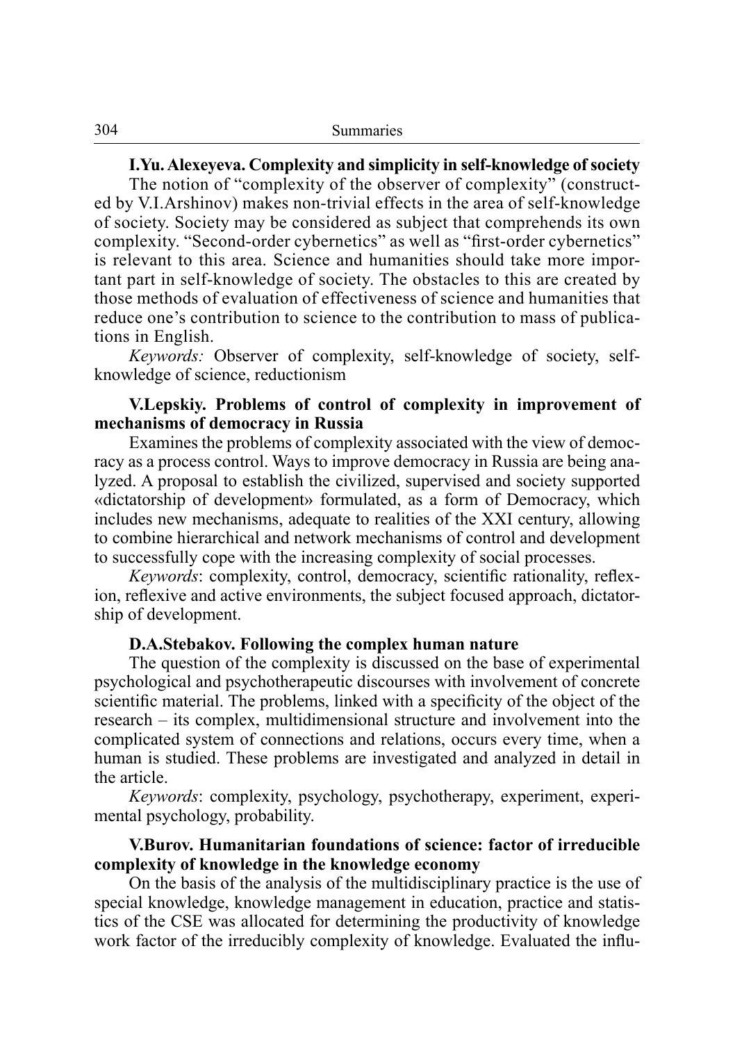**I.Yu. Alexeyeva. Complexity and simplicity in self-knowledge of society**

The notion of "complexity of the observer of complexity" (constructed by V.I.Arshinov) makes non-trivial effects in the area of self-knowledge of society. Society may be considered as subject that comprehends its own complexity. "Second-order cybernetics" as well as "first-order cybernetics" is relevant to this area. Science and humanities should take more important part in self-knowledge of society. The obstacles to this are created by those methods of evaluation of effectiveness of science and humanities that reduce one's contribution to science to the contribution to mass of publications in English.

*Keywords:* Observer of complexity, self-knowledge of society, self-knowledge of science, reductionism

**V.Lepskiy. Problems of control of complexity in improvement of mechanisms of democracy in Russia**

Examines the problems of complexity associated with the view of democracy as a process control. Ways to improve democracy in Russia are being analyzed. A proposal to establish the civilized, supervised and society supported «dictatorship of development» formulated, as a form of Democracy, which includes new mechanisms, adequate to realities of the XXI century, allowing to combine hierarchical and network mechanisms of control and development to successfully cope with the increasing complexity of social processes.

*Keywords*: complexity, control, democracy, scientific rationality, reflexion, reflexive and active environments, the subject focused approach, dictatorship of development.

**D.A.Stebakov. Following the complex human nature**

The question of the complexity is discussed on the base of experimental psychological and psychotherapeutic discourses with involvement of concrete scientific material. The problems, linked with a specificity of the object of the research – its complex, multidimensional structure and involvement into the complicated system of connections and relations, occurs every time, when a human is studied. These problems are investigated and analyzed in detail in the article.

*Keywords*: complexity, psychology, psychotherapy, experiment, experimental psychology, probability.

**V.Burov. Humanitarian foundations of science: factor of irreducible complexity of knowledge in the knowledge economy**

On the basis of the analysis of the multidisciplinary practice is the use of special knowledge, knowledge management in education, practice and statistics of the CSE was allocated for determining the productivity of knowledge work factor of the irreducibly complexity of knowledge. Evaluated the influ-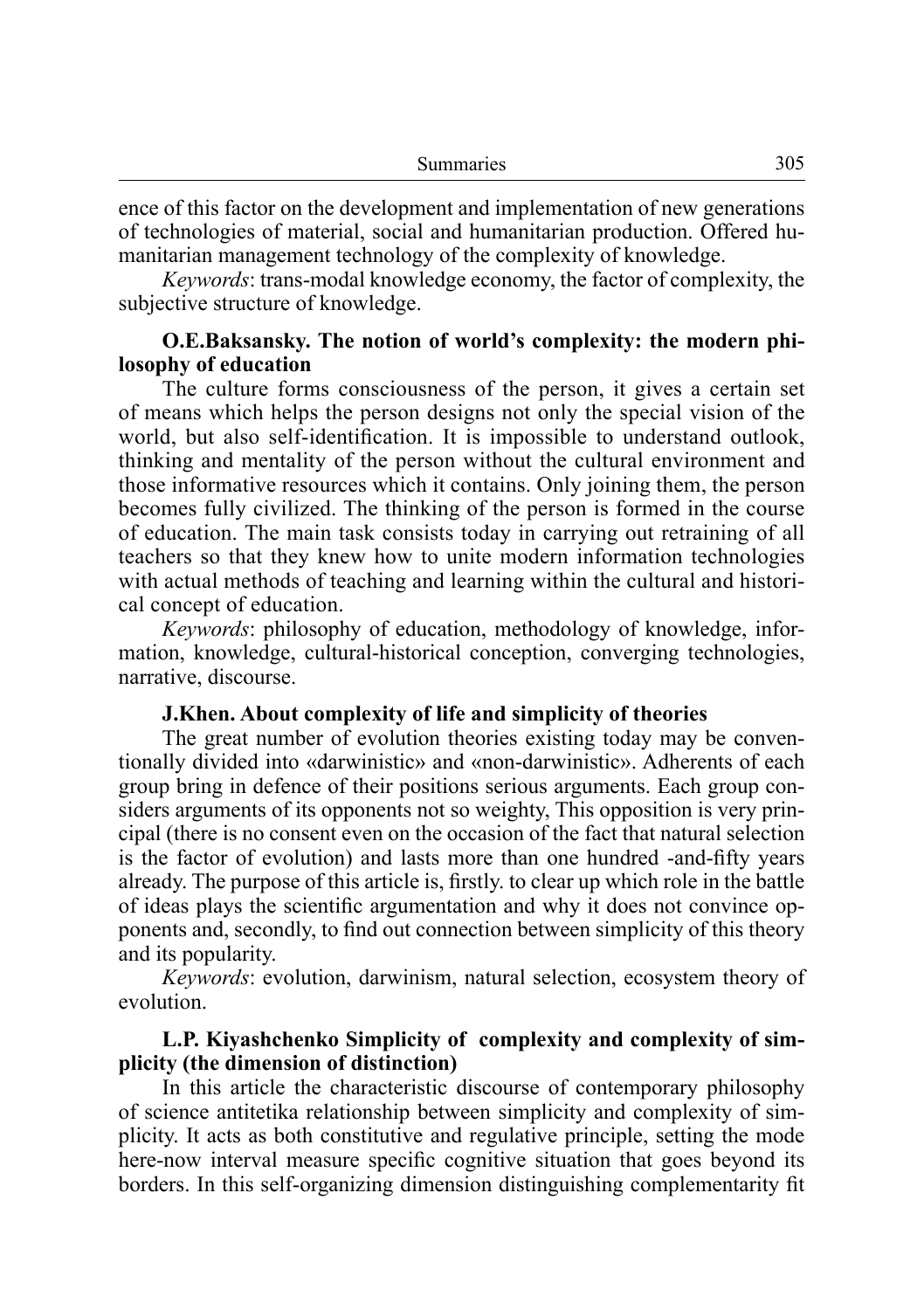ence of this factor on the development and implementation of new generations of technologies of material, social and humanitarian production. Offered humanitarian management technology of the complexity of knowledge.

*Keywords*: trans-modal knowledge economy, the factor of complexity, the subjective structure of knowledge.

**O.E.Baksansky. The notion of world's complexity: the modern philosophy of education**

The culture forms consciousness of the person, it gives a certain set of means which helps the person designs not only the special vision of the world, but also self-identification. It is impossible to understand outlook, thinking and mentality of the person without the cultural environment and those informative resources which it contains. Only joining them, the person becomes fully civilized. The thinking of the person is formed in the course of education. The main task consists today in carrying out retraining of all teachers so that they knew how to unite modern information technologies with actual methods of teaching and learning within the cultural and historical concept of education.

*Keywords*: philosophy of education, methodology of knowledge, information, knowledge, cultural-historical conception, converging technologies, narrative, discourse.

**J.Khen. About complexity of life and simplicity of theories**

The great number of evolution theories existing today may be conventionally divided into «darwinistic» and «non-darwinistic». Adherents of each group bring in defence of their positions serious arguments. Each group considers arguments of its opponents not so weighty, This opposition is very principal (there is no consent even on the occasion of the fact that natural selection is the factor of evolution) and lasts more than one hundred -and-fifty years already. The purpose of this article is, firstly. to clear up which role in the battle of ideas plays the scientific argumentation and why it does not convince opponents and, secondly, to find out connection between simplicity of this theory and its popularity.

*Keywords*: evolution, darwinism, natural selection, ecosystem theory of evolution.

**L.P. Kiyashchenko Simplicity of complexity and complexity of simplicity (the dimension of distinction)**

In this article the characteristic discourse of contemporary philosophy of science antitetika relationship between simplicity and complexity of simplicity. It acts as both constitutive and regulative principle, setting the mode here-now interval measure specific cognitive situation that goes beyond its borders. In this self-organizing dimension distinguishing complementarity fit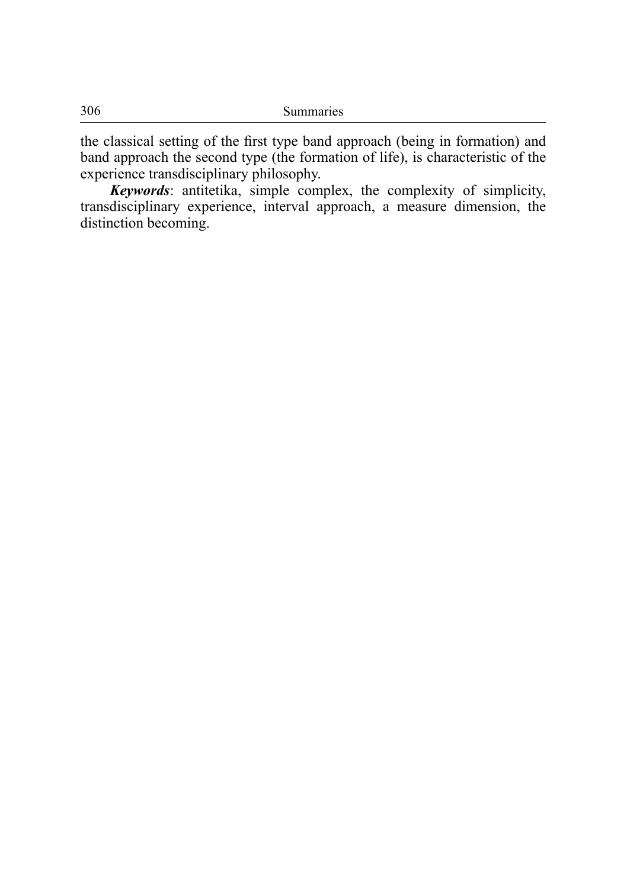the classical setting of the first type band approach (being in formation) and band approach the second type (the formation of life), is characteristic of the experience transdisciplinary philosophy.

***Keywords***: antitetika, simple complex, the complexity of simplicity, transdisciplinary experience, interval approach, a measure dimension, the distinction becoming.